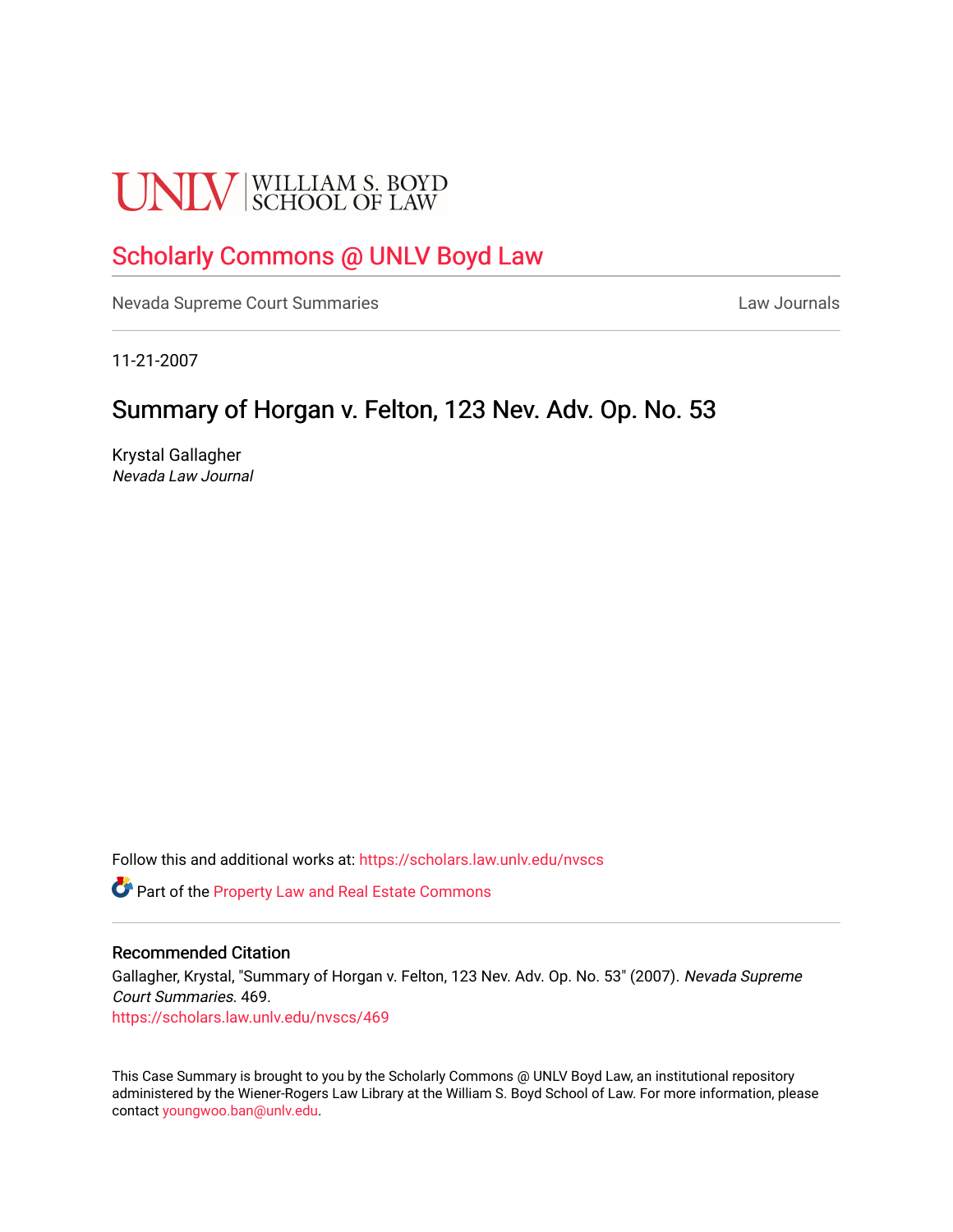UNLV | WILLIAM S. BOYD SCHOOL OF LAW

# Scholarly Commons @ UNLV Boyd Law

Nevada Supreme Court Summaries | Law Journals

11-21-2007

## Summary of Horgan v. Felton, 123 Nev. Adv. Op. No. 53

Krystal Gallagher
*Nevada Law Journal*

Follow this and additional works at: https://scholars.law.unlv.edu/nvscs

Part of the Property Law and Real Estate Commons

### Recommended Citation

Gallagher, Krystal, "Summary of Horgan v. Felton, 123 Nev. Adv. Op. No. 53" (2007). *Nevada Supreme Court Summaries*. 469.
https://scholars.law.unlv.edu/nvscs/469

This Case Summary is brought to you by the Scholarly Commons @ UNLV Boyd Law, an institutional repository administered by the Wiener-Rogers Law Library at the William S. Boyd School of Law. For more information, please contact youngwoo.ban@unlv.edu.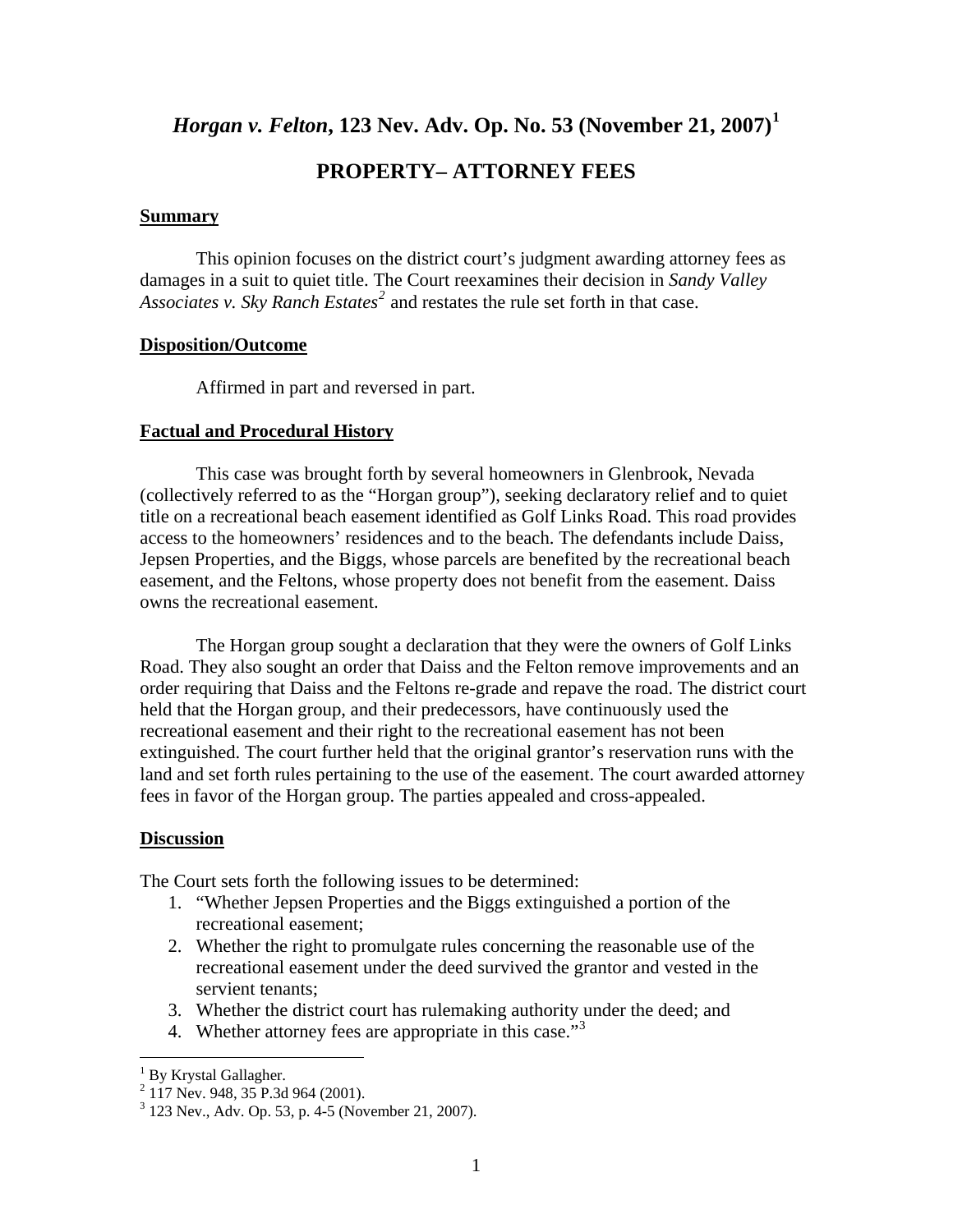# *Horgan v. Felton*, 123 Nev. Adv. Op. No. 53 (November 21, 2007)[1]

## PROPERTY– ATTORNEY FEES

**Summary**

This opinion focuses on the district court's judgment awarding attorney fees as damages in a suit to quiet title. The Court reexamines their decision in *Sandy Valley Associates v. Sky Ranch Estates*[2] and restates the rule set forth in that case.

**Disposition/Outcome**

Affirmed in part and reversed in part.

**Factual and Procedural History**

This case was brought forth by several homeowners in Glenbrook, Nevada (collectively referred to as the "Horgan group"), seeking declaratory relief and to quiet title on a recreational beach easement identified as Golf Links Road. This road provides access to the homeowners' residences and to the beach. The defendants include Daiss, Jepsen Properties, and the Biggs, whose parcels are benefited by the recreational beach easement, and the Feltons, whose property does not benefit from the easement. Daiss owns the recreational easement.

The Horgan group sought a declaration that they were the owners of Golf Links Road. They also sought an order that Daiss and the Felton remove improvements and an order requiring that Daiss and the Feltons re-grade and repave the road. The district court held that the Horgan group, and their predecessors, have continuously used the recreational easement and their right to the recreational easement has not been extinguished. The court further held that the original grantor's reservation runs with the land and set forth rules pertaining to the use of the easement. The court awarded attorney fees in favor of the Horgan group. The parties appealed and cross-appealed.

**Discussion**

The Court sets forth the following issues to be determined:

1. "Whether Jepsen Properties and the Biggs extinguished a portion of the recreational easement;
2. Whether the right to promulgate rules concerning the reasonable use of the recreational easement under the deed survived the grantor and vested in the servient tenants;
3. Whether the district court has rulemaking authority under the deed; and
4. Whether attorney fees are appropriate in this case."[3]

---

[1] By Krystal Gallagher.
[2] 117 Nev. 948, 35 P.3d 964 (2001).
[3] 123 Nev., Adv. Op. 53, p. 4-5 (November 21, 2007).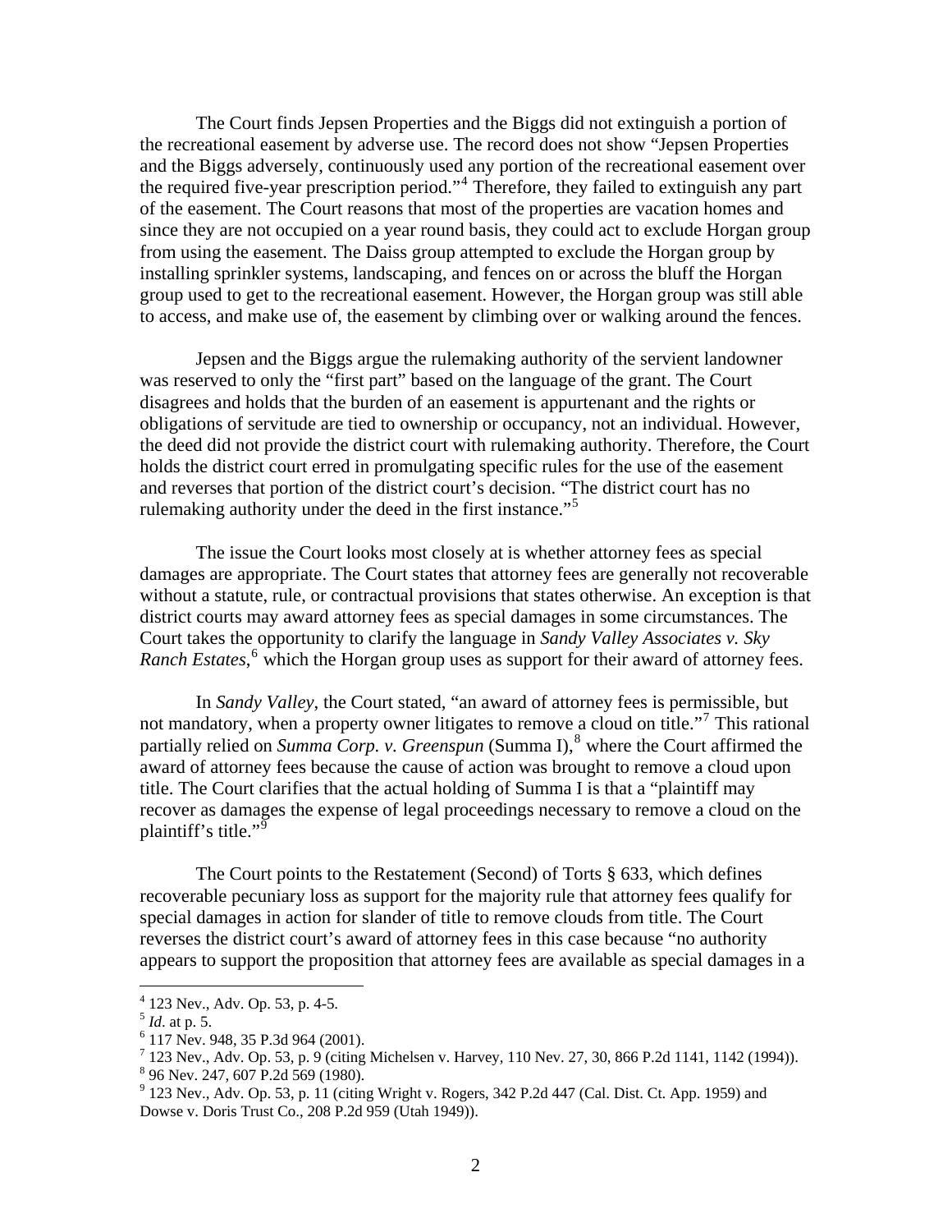The Court finds Jepsen Properties and the Biggs did not extinguish a portion of the recreational easement by adverse use. The record does not show "Jepsen Properties and the Biggs adversely, continuously used any portion of the recreational easement over the required five-year prescription period."[4] Therefore, they failed to extinguish any part of the easement. The Court reasons that most of the properties are vacation homes and since they are not occupied on a year round basis, they could act to exclude Horgan group from using the easement. The Daiss group attempted to exclude the Horgan group by installing sprinkler systems, landscaping, and fences on or across the bluff the Horgan group used to get to the recreational easement. However, the Horgan group was still able to access, and make use of, the easement by climbing over or walking around the fences.

Jepsen and the Biggs argue the rulemaking authority of the servient landowner was reserved to only the "first part" based on the language of the grant. The Court disagrees and holds that the burden of an easement is appurtenant and the rights or obligations of servitude are tied to ownership or occupancy, not an individual. However, the deed did not provide the district court with rulemaking authority. Therefore, the Court holds the district court erred in promulgating specific rules for the use of the easement and reverses that portion of the district court's decision. "The district court has no rulemaking authority under the deed in the first instance."[5]

The issue the Court looks most closely at is whether attorney fees as special damages are appropriate. The Court states that attorney fees are generally not recoverable without a statute, rule, or contractual provisions that states otherwise. An exception is that district courts may award attorney fees as special damages in some circumstances. The Court takes the opportunity to clarify the language in *Sandy Valley Associates v. Sky Ranch Estates*,[6] which the Horgan group uses as support for their award of attorney fees.

In *Sandy Valley*, the Court stated, "an award of attorney fees is permissible, but not mandatory, when a property owner litigates to remove a cloud on title."[7] This rational partially relied on *Summa Corp. v. Greenspun* (Summa I),[8] where the Court affirmed the award of attorney fees because the cause of action was brought to remove a cloud upon title. The Court clarifies that the actual holding of Summa I is that a "plaintiff may recover as damages the expense of legal proceedings necessary to remove a cloud on the plaintiff's title."[9]

The Court points to the Restatement (Second) of Torts § 633, which defines recoverable pecuniary loss as support for the majority rule that attorney fees qualify for special damages in action for slander of title to remove clouds from title. The Court reverses the district court's award of attorney fees in this case because "no authority appears to support the proposition that attorney fees are available as special damages in a

---

[4] 123 Nev., Adv. Op. 53, p. 4-5.

[5] *Id*. at p. 5.

[6] 117 Nev. 948, 35 P.3d 964 (2001).

[7] 123 Nev., Adv. Op. 53, p. 9 (citing Michelsen v. Harvey, 110 Nev. 27, 30, 866 P.2d 1141, 1142 (1994)).

[8] 96 Nev. 247, 607 P.2d 569 (1980).

[9] 123 Nev., Adv. Op. 53, p. 11 (citing Wright v. Rogers, 342 P.2d 447 (Cal. Dist. Ct. App. 1959) and Dowse v. Doris Trust Co., 208 P.2d 959 (Utah 1949)).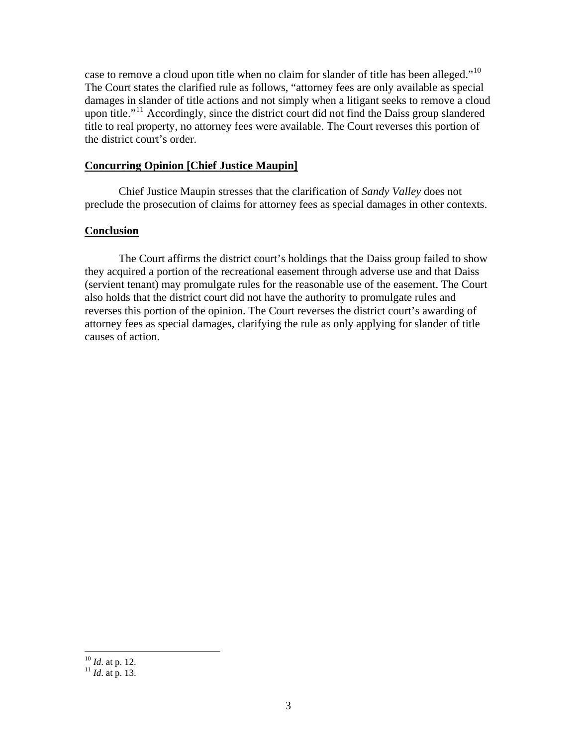case to remove a cloud upon title when no claim for slander of title has been alleged."[10] The Court states the clarified rule as follows, "attorney fees are only available as special damages in slander of title actions and not simply when a litigant seeks to remove a cloud upon title."[11] Accordingly, since the district court did not find the Daiss group slandered title to real property, no attorney fees were available. The Court reverses this portion of the district court's order.

**Concurring Opinion [Chief Justice Maupin]**

Chief Justice Maupin stresses that the clarification of *Sandy Valley* does not preclude the prosecution of claims for attorney fees as special damages in other contexts.

**Conclusion**

The Court affirms the district court's holdings that the Daiss group failed to show they acquired a portion of the recreational easement through adverse use and that Daiss (servient tenant) may promulgate rules for the reasonable use of the easement. The Court also holds that the district court did not have the authority to promulgate rules and reverses this portion of the opinion. The Court reverses the district court's awarding of attorney fees as special damages, clarifying the rule as only applying for slander of title causes of action.

---

[10] *Id*. at p. 12.
[11] *Id*. at p. 13.